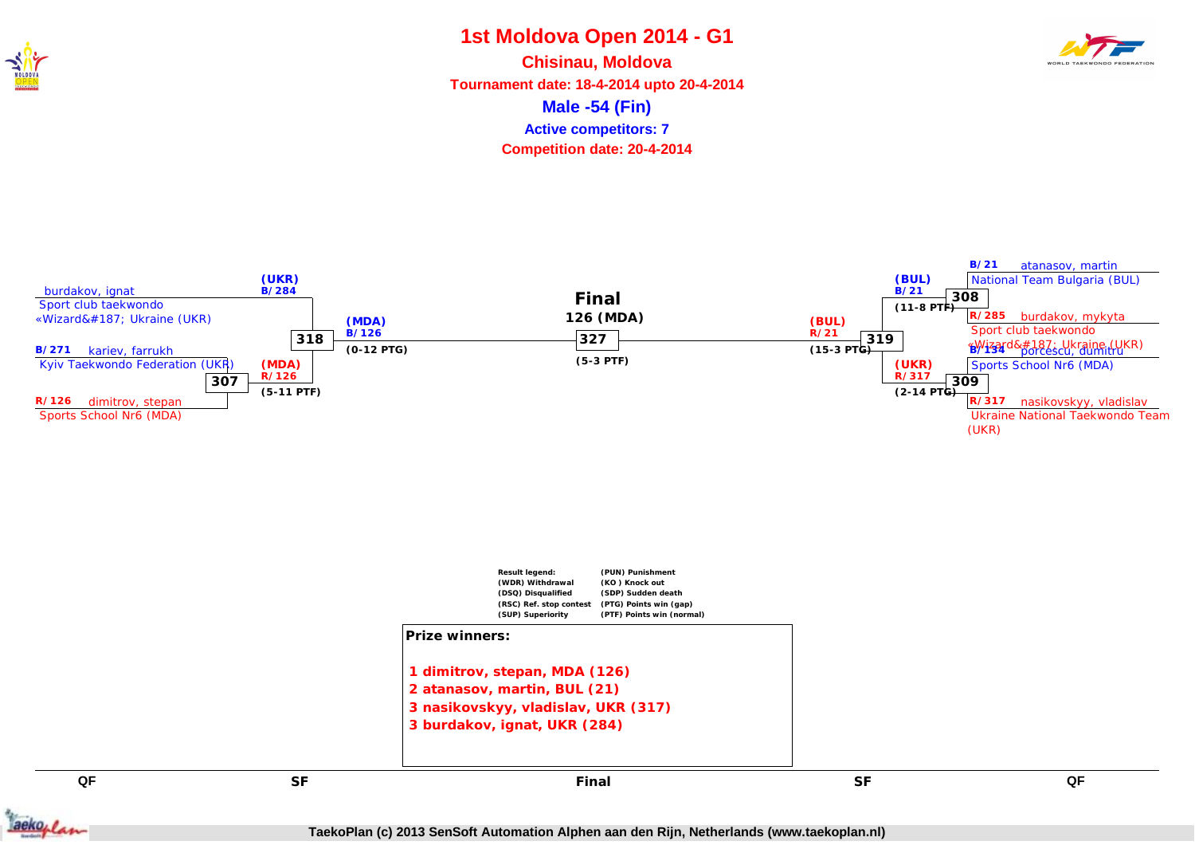# 1st Moldova Open 2014 - G1

**Chisinau, Moldova**

**Tournament date: 18-4-2014 upto 20-4-2014**

## Male -54 (Fin)

**Active competitors: 7**

**Competition date: 20-4-2014**

### QF (left)

- burdakov, ignat — Sport club taekwondo «Wizard&#187; Ukraine (UKR)
- B/271 kariev, farrukh — Kyiv Taekwondo Federation (UKR)
- R/126 dimitrov, stepan — Sports School Nr6 (MDA)

Match 307: (MDA) R/126 (5-11 PTF)

### SF (left)

Match 318: (UKR) B/284 vs (MDA) R/126 — winner (MDA) B/126 (0-12 PTG)

### Final

**Final**

**126 (MDA)**

Match 327: (5-3 PTF)

### SF (right)

Match 319: (BUL) B/21 vs (UKR) R/317 — winner (BUL) R/21 (15-3 PTG)

### QF (right)

- B/21 atanasov, martin — National Team Bulgaria (BUL)
- R/285 burdakov, mykyta — Sport club taekwondo «Wizard&#187; Ukraine (UKR)
- B/134 porcescu, dumitru — Sports School Nr6 (MDA)
- R/317 nasikovskyy, vladislav — Ukraine National Taekwondo Team (UKR)

Match 308: (BUL) B/21 (11-8 PTF)

Match 309: (UKR) R/317 (2-14 PTG)

**Result legend:**

| | |
|---|---|
| (WDR) Withdrawal | (PUN) Punishment |
| (DSQ) Disqualified | (KO ) Knock out |
| (RSC) Ref. stop contest | (SDP) Sudden death |
| (SUP) Superiority | (PTG) Points win (gap) |
| | (PTF) Points win (normal) |

**Prize winners:**

1 dimitrov, stepan, MDA (126)
2 atanasov, martin, BUL (21)
3 nasikovskyy, vladislav, UKR (317)
3 burdakov, ignat, UKR (284)

QF | SF | Final | SF | QF

TaekoPlan (c) 2013 SenSoft Automation Alphen aan den Rijn, Netherlands (www.taekoplan.nl)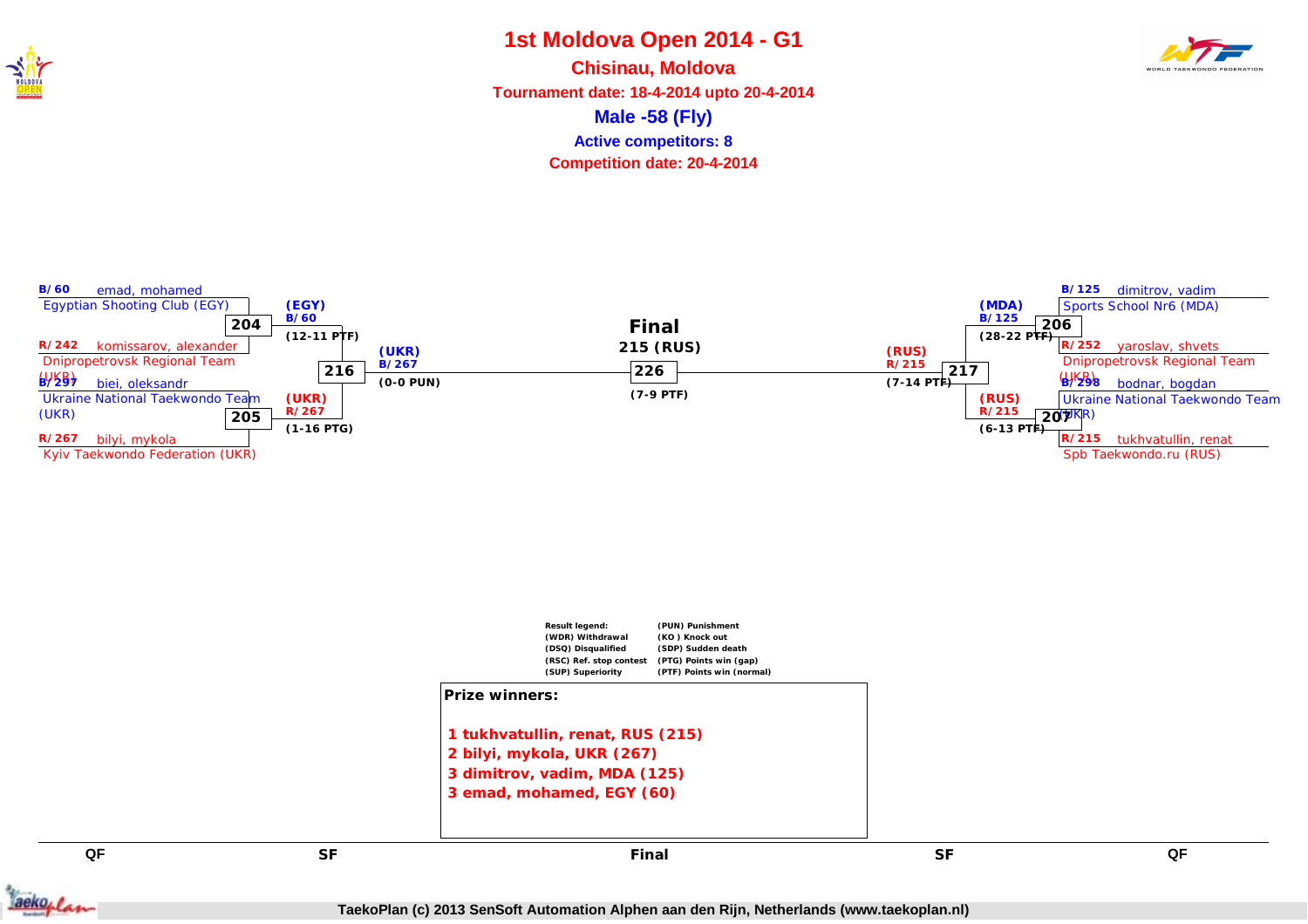# 1st Moldova Open 2014 - G1

**Chisinau, Moldova**

**Tournament date: 18-4-2014 upto 20-4-2014**

**Male -58 (Fly)**

**Active competitors: 8**

**Competition date: 20-4-2014**

## Quarterfinals (left side)

**Match 204**
- B/60 emad, mohamed — Egyptian Shooting Club (EGY)
- R/242 komissarov, alexander — Dnipropetrovsk Regional Team (UKR)
- Winner: (EGY) B/60 (12-11 PTF)

**Match 205**
- B/297 biei, oleksandr — Ukraine National Taekwondo Team (UKR)
- R/267 bilyi, mykola — Kyiv Taekwondo Federation (UKR)
- Winner: (UKR) R/267 (1-16 PTG)

## Semifinal (left side)

**Match 216**
- Winner: (UKR) B/267 (0-0 PUN)

## Quarterfinals (right side)

**Match 206**
- B/125 dimitrov, vadim — Sports School Nr6 (MDA)
- R/252 yaroslav, shvets — Dnipropetrovsk Regional Team (UKR)
- Winner: (MDA) B/125 (28-22 PTF)

**Match 207**
- B/298 bodnar, bogdan — Ukraine National Taekwondo Team (UKR)
- R/215 tukhvatullin, renat — Spb Taekwondo.ru (RUS)
- Winner: (RUS) R/215 (6-13 PTF)

## Semifinal (right side)

**Match 217**
- Winner: (RUS) R/215 (7-14 PTF)

## Final

**Match 226**
- Winner: 215 (RUS) (7-9 PTF)

**Result legend:**

| | |
|---|---|
| (WDR) Withdrawal | (PUN) Punishment |
| (DSQ) Disqualified | (KO ) Knock out |
| (RSC) Ref. stop contest | (SDP) Sudden death |
| (SUP) Superiority | (PTG) Points win (gap) |
| | (PTF) Points win (normal) |

**Prize winners:**

1 tukhvatullin, renat, RUS (215)
2 bilyi, mykola, UKR (267)
3 dimitrov, vadim, MDA (125)
3 emad, mohamed, EGY (60)

QF | SF | Final | SF | QF

TaekoPlan (c) 2013 SenSoft Automation Alphen aan den Rijn, Netherlands (www.taekoplan.nl)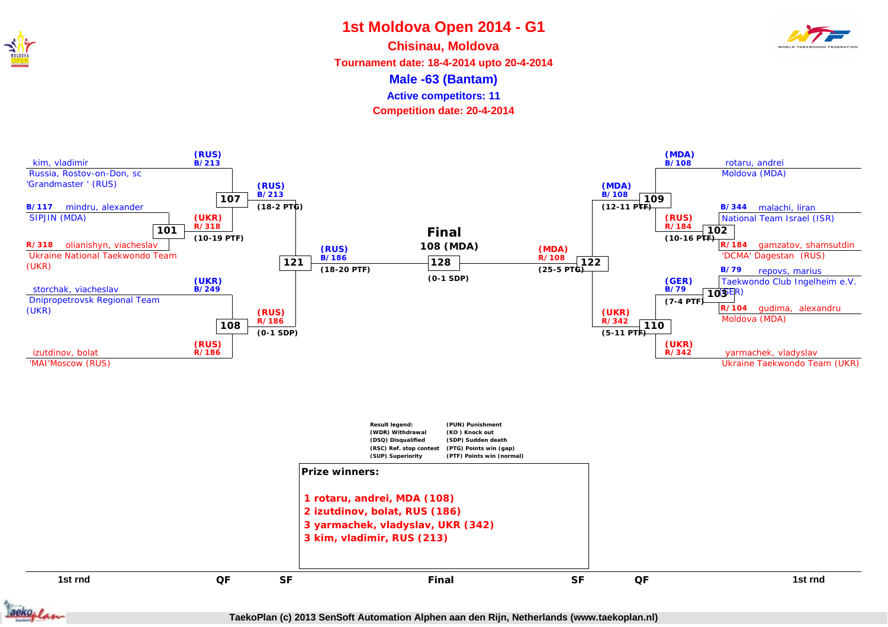# 1st Moldova Open 2014 - G1

## Chisinau, Moldova

**Tournament date: 18-4-2014 upto 20-4-2014**

**Male -63 (Bantam)**

**Active competitors: 11**

**Competition date: 20-4-2014**

### Left side of bracket

**1st rnd**

- B/117 mindru, alexander — SIPJIN (MDA)
- R/318 olianishyn, viacheslav — Ukraine National Taekwondo Team (UKR)
- Match 101: (UKR) R/318 (10-19 PTF)

**QF**

- kim, vladimir — Russia, Rostov-on-Don, sc 'Grandmaster ' (RUS) — (RUS) B/213
- Match 107: (RUS) B/213 (18-2 PTG)
- storchak, viacheslav — Dnipropetrovsk Regional Team (UKR) — (UKR) B/249
- izutdinov, bolat — 'MAI'Moscow (RUS) — (RUS) R/186
- Match 108: (RUS) R/186 (0-1 SDP)

**SF**

- Match 121: (RUS) B/186 (18-20 PTF)

### Final

- Match 128: **108 (MDA)** (0-1 SDP)

### Right side of bracket

**SF**

- Match 122: (MDA) R/108 (25-5 PTG)

**QF**

- rotaru, andrei — Moldova (MDA) — (MDA) B/108
- Match 109: (MDA) B/108 (12-11 PTF)
- Match 110: (UKR) R/342 (5-11 PTF)
- yarmachek, vladyslav — Ukraine Taekwondo Team (UKR) — (UKR) R/342

**1st rnd**

- B/344 malachi, liran — National Team Israel (ISR)
- R/184 gamzatov, shamsutdin — 'DCMA' Dagestan (RUS)
- Match 102: (RUS) R/184 (10-16 PTF)
- B/79 repovs, marius — Taekwondo Club Ingelheim e.V. (GER)
- R/104 gudima, alexandru — Moldova (MDA)
- Match 103: (GER) B/79 (7-4 PTF)

**Result legend:**

| | |
|---|---|
| (WDR) Withdrawal | (PUN) Punishment |
| (DSQ) Disqualified | (KO ) Knock out |
| (RSC) Ref. stop contest | (SDP) Sudden death |
| (SUP) Superiority | (PTG) Points win (gap) |
| | (PTF) Points win (normal) |

**Prize winners:**

1 rotaru, andrei, MDA (108)
2 izutdinov, bolat, RUS (186)
3 yarmachek, vladyslav, UKR (342)
3 kim, vladimir, RUS (213)

TaekoPlan (c) 2013 SenSoft Automation Alphen aan den Rijn, Netherlands (www.taekoplan.nl)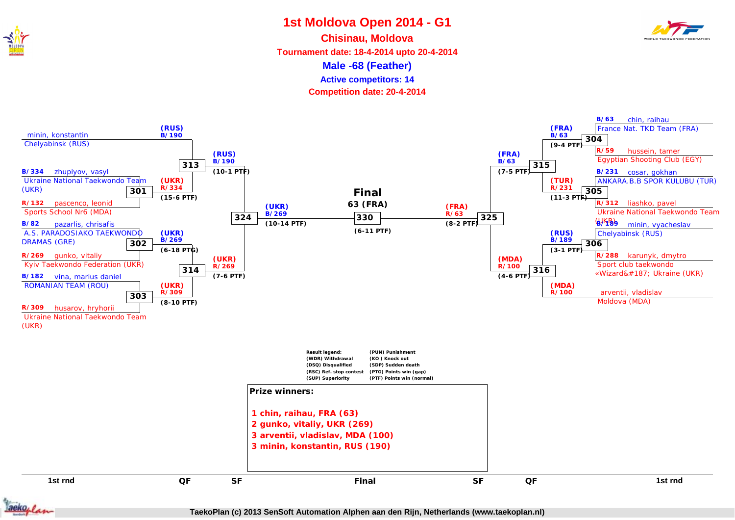# 1st Moldova Open 2014 - G1

## Chisinau, Moldova

**Tournament date: 18-4-2014 upto 20-4-2014**

**Male -68 (Feather)**

**Active competitors: 14**

**Competition date: 20-4-2014**

### 1st round (left side)

- minin, konstantin — Chelyabinsk (RUS)
- **301**: B/334 zhupiyov, vasyl — Ukraine National Taekwondo Team (UKR) vs R/132 pascenco, leonid — Sports School Nr6 (MDA) → (UKR) R/334 (15-6 PTF)
- **302**: B/82 pazarlis, chrisafis — A.S. PARADOSIAKO TAEKWONDO DRAMAS (GRE) vs R/269 gunko, vitaliy — Kyiv Taekwondo Federation (UKR) → (UKR) B/269 (6-18 PTG)
- **303**: B/182 vina, marius daniel — ROMANIAN TEAM (ROU) vs R/309 husarov, hryhorii — Ukraine National Taekwondo Team (UKR) → (UKR) R/309 (8-10 PTF)

### 1st round (right side)

- **304**: B/63 chin, raihau — France Nat. TKD Team (FRA) vs R/59 hussein, tamer — Egyptian Shooting Club (EGY) → (FRA) B/63 (9-4 PTF)
- **305**: B/231 cosar, gokhan — ANKARA.B.B SPOR KULUBU (TUR) vs R/312 liashko, pavel — Ukraine National Taekwondo Team (UKR) → (TUR) R/231 (11-3 PTF)
- **306**: B/189 minin, vyacheslav — Chelyabinsk (RUS) vs R/288 karunyk, dmytro — Sport club taekwondo «Wizard&#187; Ukraine (UKR) → (RUS) B/189 (3-1 PTF)
- arventii, vladislav — Moldova (MDA)

### Quarter-finals

- **313**: (RUS) B/190 vs (UKR) R/334 → (RUS) B/190 (10-1 PTF)
- **314**: (UKR) B/269 vs (UKR) R/309 → (UKR) R/269 (7-6 PTF)
- **315**: (FRA) B/63 vs (TUR) R/231 → (FRA) B/63 (7-5 PTF)
- **316**: (RUS) B/189 vs (MDA) R/100 → (MDA) R/100 (4-6 PTF)

### Semi-finals

- **324**: (RUS) B/190 vs (UKR) R/269 → (UKR) B/269 (10-14 PTF)
- **325**: (FRA) B/63 vs (MDA) R/100 → (FRA) R/63 (8-2 PTF)

### Final

- **330**: (UKR) B/269 vs (FRA) R/63 → 63 (FRA) (6-11 PTF)

| Result legend: | |
|---|---|
| (WDR) Withdrawal | (PUN) Punishment |
| (DSQ) Disqualified | (KO ) Knock out |
| (RSC) Ref. stop contest | (SDP) Sudden death |
| (SUP) Superiority | (PTG) Points win (gap) |
| | (PTF) Points win (normal) |

**Prize winners:**

1 chin, raihau, FRA (63)
2 gunko, vitaliy, UKR (269)
3 arventii, vladislav, MDA (100)
3 minin, konstantin, RUS (190)

1st rnd | QF | SF | Final | SF | QF | 1st rnd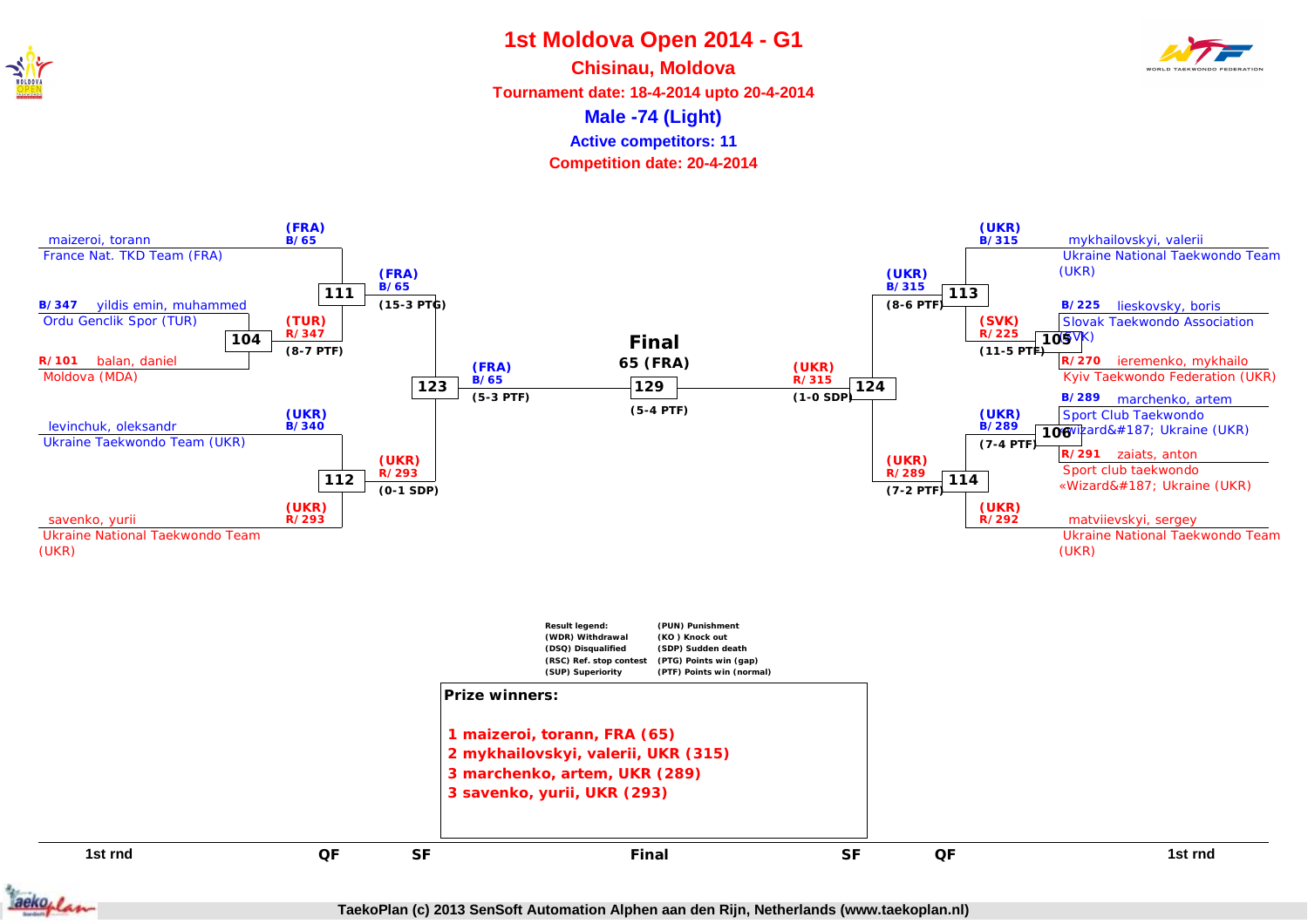# 1st Moldova Open 2014 - G1

## Chisinau, Moldova

**Tournament date: 18-4-2014 upto 20-4-2014**

### Male -74 (Light)

**Active competitors: 11**

**Competition date: 20-4-2014**

## Left bracket

**1st rnd**

- B/347 yildis emin, muhammed — Ordu Genclik Spor (TUR)
- R/101 balan, daniel — Moldova (MDA)
- Match 104: (TUR) R/347 (8-7 PTF)

**QF**

- maizeroi, torann — France Nat. TKD Team (FRA) — (FRA) B/65
- (TUR) R/347
- Match 111: (FRA) B/65 (15-3 PTG)
- levinchuk, oleksandr — Ukraine Taekwondo Team (UKR) — (UKR) B/340
- savenko, yurii — Ukraine National Taekwondo Team (UKR) — (UKR) R/293
- Match 112: (UKR) R/293 (0-1 SDP)

**SF**

- Match 123: (FRA) B/65 (5-3 PTF)

## Final

- Match 129: **65 (FRA)** (5-4 PTF)

## Right bracket

**SF**

- Match 124: (UKR) R/315 (1-0 SDP)

**QF**

- mykhailovskyi, valerii — Ukraine National Taekwondo Team (UKR) — (UKR) B/315
- (SVK) R/225
- Match 113: (UKR) B/315 (8-6 PTF)
- (UKR) B/289
- matviievskyi, sergey — Ukraine National Taekwondo Team (UKR) — (UKR) R/292
- Match 114: (UKR) R/289 (7-2 PTF)

**1st rnd**

- B/225 lieskovsky, boris — Slovak Taekwondo Association (SVK)
- R/270 ieremenko, mykhailo — Kyiv Taekwondo Federation (UKR)
- Match 105: (SVK) R/225 (11-5 PTF)
- B/289 marchenko, artem — Sport Club Taekwondo «Wizard&#187; Ukraine (UKR)
- R/291 zaiats, anton — Sport club taekwondo «Wizard&#187; Ukraine (UKR)
- Match 106: (UKR) B/289 (7-4 PTF)

**Result legend:**

- (WDR) Withdrawal
- (DSQ) Disqualified
- (RSC) Ref. stop contest
- (SUP) Superiority
- (PUN) Punishment
- (KO ) Knock out
- (SDP) Sudden death
- (PTG) Points win (gap)
- (PTF) Points win (normal)

**Prize winners:**

1 maizeroi, torann, FRA (65)
2 mykhailovskyi, valerii, UKR (315)
3 marchenko, artem, UKR (289)
3 savenko, yurii, UKR (293)

1st rnd | QF | SF | Final | SF | QF | 1st rnd

TaekoPlan (c) 2013 SenSoft Automation Alphen aan den Rijn, Netherlands (www.taekoplan.nl)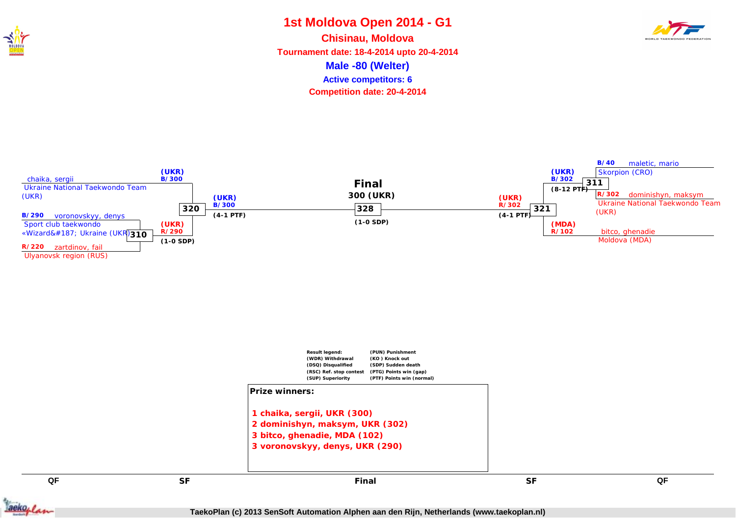# 1st Moldova Open 2014 - G1

**Chisinau, Moldova**

**Tournament date: 18-4-2014 upto 20-4-2014**

**Male -80 (Welter)**

**Active competitors: 6**

**Competition date: 20-4-2014**

chaika, sergii
Ukraine National Taekwondo Team (UKR)

B/290 voronovskyy, denys
Sport club taekwondo «Wizard&#187; Ukraine (UKR)

R/220 zartdinov, fail
Ulyanovsk region (RUS)

310: (UKR) R/290 (1-0 SDP)

320: (UKR) B/300 (4-1 PTF)

**Final**

**300 (UKR)**

328 (1-0 SDP)

321: (UKR) R/302 (4-1 PTF)

311: (UKR) B/302 (8-12 PTF)

B/40 maletic, mario
Skorpion (CRO)

R/302 dominishyn, maksym
Ukraine National Taekwondo Team (UKR)

(MDA) R/102 bitco, ghenadie
Moldova (MDA)

| Result legend: | |
|---|---|
| (WDR) Withdrawal | (PUN) Punishment |
| (DSQ) Disqualified | (KO ) Knock out |
| (RSC) Ref. stop contest | (SDP) Sudden death |
| (SUP) Superiority | (PTG) Points win (gap) |
| | (PTF) Points win (normal) |

**Prize winners:**

1 chaika, sergii, UKR (300)
2 dominishyn, maksym, UKR (302)
3 bitco, ghenadie, MDA (102)
3 voronovskyy, denys, UKR (290)

QF | SF | Final | SF | QF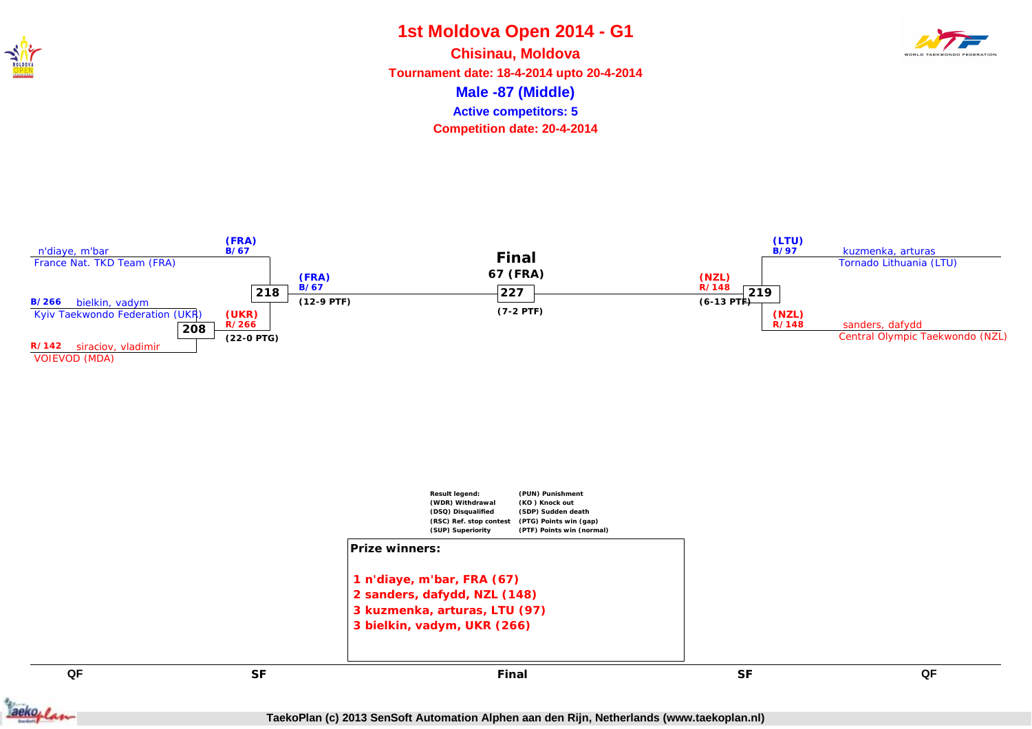# 1st Moldova Open 2014 - G1

## Chisinau, Moldova

**Tournament date: 18-4-2014 upto 20-4-2014**

**Male -87 (Middle)**

**Active competitors: 5**

**Competition date: 20-4-2014**

### QF (left)

- n'diaye, m'bar — France Nat. TKD Team (FRA)
- B/266 bielkin, vadym — Kyiv Taekwondo Federation (UKR)
- R/142 siraciov, vladimir — VOIEVOD (MDA)

Match 208: bielkin, vadym vs siraciov, vladimir — Winner: (UKR) R/266 (22-0 PTG)

### SF (left)

Match 218: n'diaye, m'bar (FRA) B/67 vs bielkin, vadym (UKR) R/266 — Winner: (FRA) B/67 (12-9 PTF)

### Final

Match 227 — Winner: 67 (FRA) (7-2 PTF)

### SF (right)

Match 219: kuzmenka, arturas (LTU) B/97 vs sanders, dafydd (NZL) R/148 — Winner: (NZL) R/148 (6-13 PTF)

### QF (right)

- kuzmenka, arturas — Tornado Lithuania (LTU)
- sanders, dafydd — Central Olympic Taekwondo (NZL)

**Result legend:**

| | |
|---|---|
| (WDR) Withdrawal | (PUN) Punishment |
| (DSQ) Disqualified | (KO ) Knock out |
| (RSC) Ref. stop contest | (SDP) Sudden death |
| (SUP) Superiority | (PTG) Points win (gap) |
| | (PTF) Points win (normal) |

**Prize winners:**

1 n'diaye, m'bar, FRA (67)
2 sanders, dafydd, NZL (148)
3 kuzmenka, arturas, LTU (97)
3 bielkin, vadym, UKR (266)

QF | SF | Final | SF | QF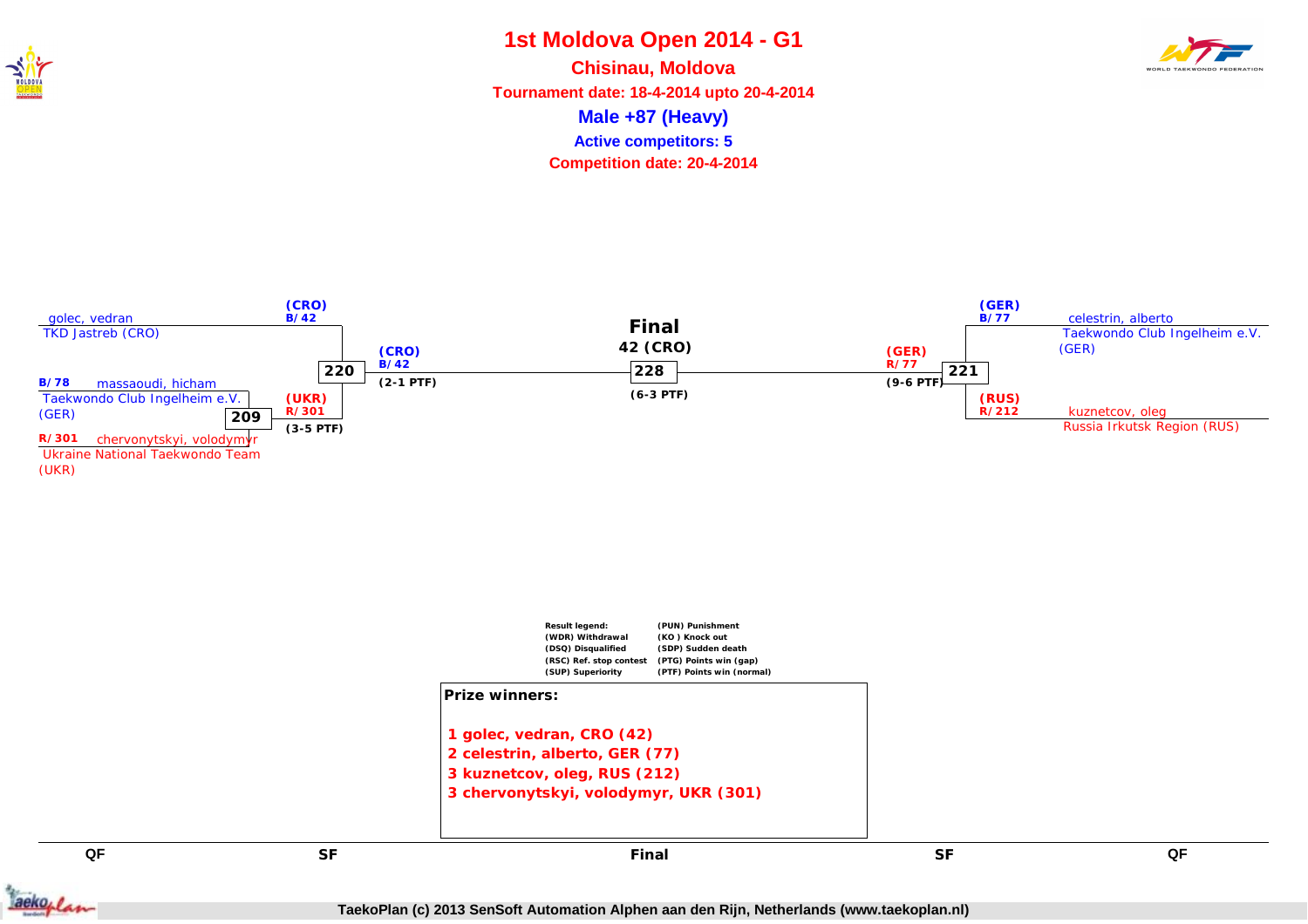# 1st Moldova Open 2014 - G1

**Chisinau, Moldova**

**Tournament date: 18-4-2014 upto 20-4-2014**

**Male +87 (Heavy)**

**Active competitors: 5**

**Competition date: 20-4-2014**

golec, vedran
TKD Jastreb (CRO)

B/78 massaoudi, hicham
Taekwondo Club Ingelheim e.V. (GER)

R/301 chervonytskyi, volodymyr
Ukraine National Taekwondo Team (UKR)

**209** — (UKR) R/301 (3-5 PTF)

**220** — (CRO) B/42 (2-1 PTF)

**Final**
**42 (CRO)**
**228** — (6-3 PTF)

**221** — (GER) R/77 (9-6 PTF)

(GER) B/77 celestrin, alberto
Taekwondo Club Ingelheim e.V. (GER)

(RUS) R/212 kuznetcov, oleg
Russia Irkutsk Region (RUS)

| Result legend: | |
|---|---|
| (WDR) Withdrawal | (PUN) Punishment |
| (DSQ) Disqualified | (KO ) Knock out |
| (RSC) Ref. stop contest | (SDP) Sudden death |
| (SUP) Superiority | (PTG) Points win (gap) |
| | (PTF) Points win (normal) |

**Prize winners:**

1 golec, vedran, CRO (42)
2 celestrin, alberto, GER (77)
3 kuznetcov, oleg, RUS (212)
3 chervonytskyi, volodymyr, UKR (301)

QF | SF | Final | SF | QF

TaekoPlan (c) 2013 SenSoft Automation Alphen aan den Rijn, Netherlands (www.taekoplan.nl)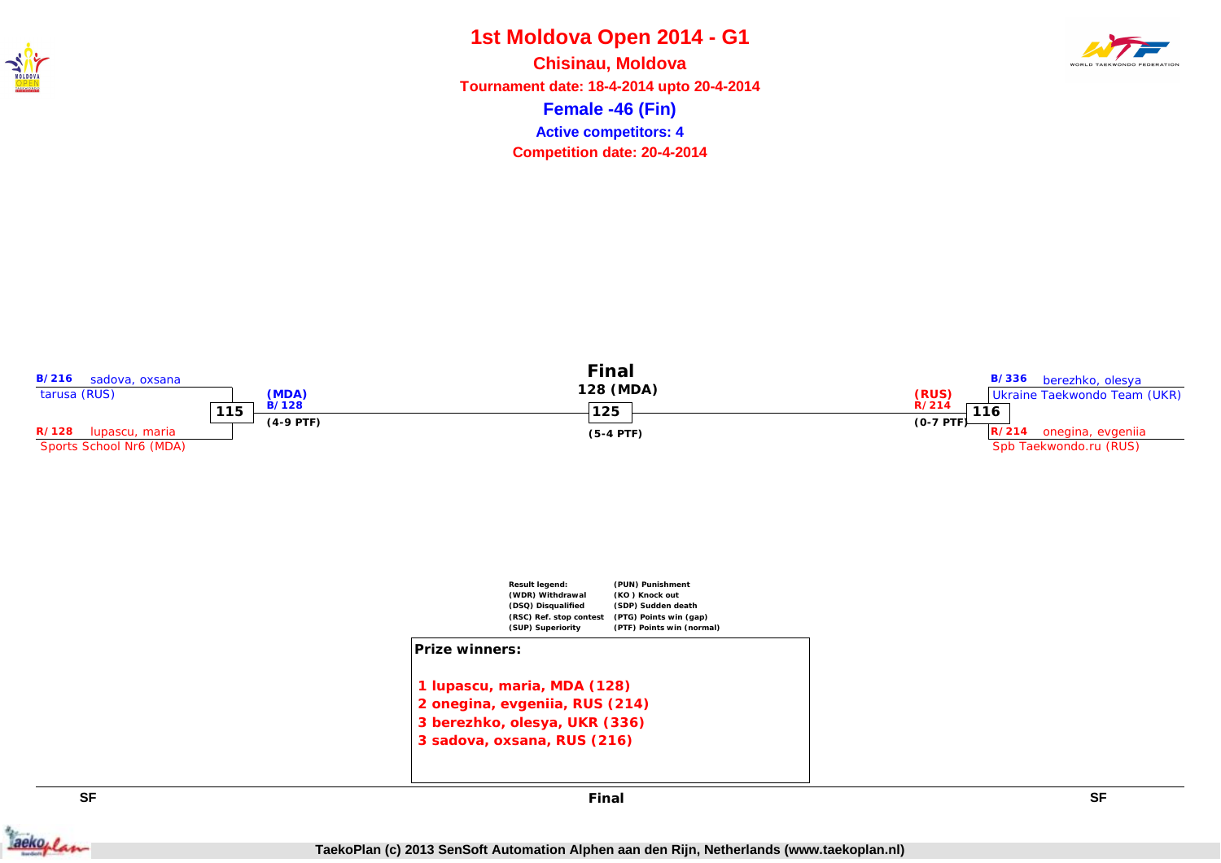# 1st Moldova Open 2014 - G1

**Chisinau, Moldova**

**Tournament date: 18-4-2014 upto 20-4-2014**

## Female -46 (Fin)

**Active competitors: 4**

**Competition date: 20-4-2014**

### SF

B/216 sadova, oxsana
tarusa (RUS)

115

R/128 lupascu, maria
Sports School Nr6 (MDA)

(MDA)
B/128
(4-9 PTF)

### Final

128 (MDA)

125

(5-4 PTF)

### SF

B/336 berezhko, olesya
Ukraine Taekwondo Team (UKR)

116

R/214 onegina, evgeniia
Spb Taekwondo.ru (RUS)

(RUS)
R/214
(0-7 PTF)

**Result legend:**

| | |
|---|---|
| (WDR) Withdrawal | (PUN) Punishment |
| (DSQ) Disqualified | (KO ) Knock out |
| (RSC) Ref. stop contest | (SDP) Sudden death |
| (SUP) Superiority | (PTG) Points win (gap) |
| | (PTF) Points win (normal) |

**Prize winners:**

1 lupascu, maria, MDA (128)
2 onegina, evgeniia, RUS (214)
3 berezhko, olesya, UKR (336)
3 sadova, oxsana, RUS (216)

TaekoPlan (c) 2013 SenSoft Automation Alphen aan den Rijn, Netherlands (www.taekoplan.nl)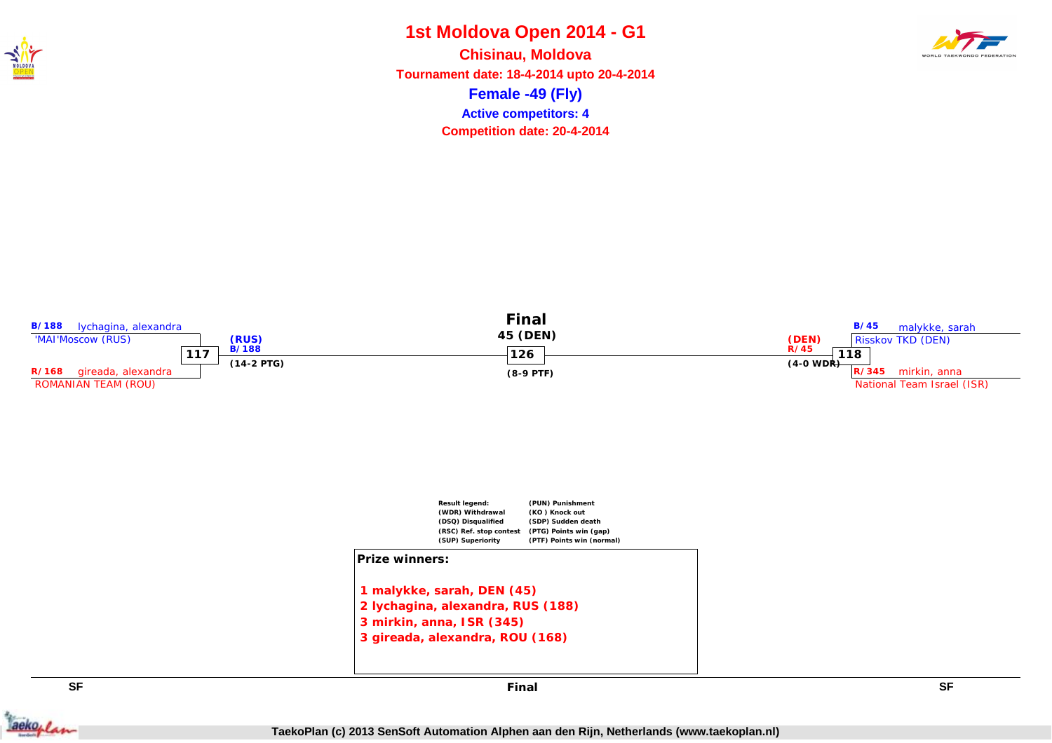# 1st Moldova Open 2014 - G1

**Chisinau, Moldova**

**Tournament date: 18-4-2014 upto 20-4-2014**

**Female -49 (Fly)**

**Active competitors: 4**

**Competition date: 20-4-2014**

B/188 lychagina, alexandra
'MAI'Moscow (RUS)

117

R/168 gireada, alexandra
ROMANIAN TEAM (ROU)

(RUS)
B/188
(14-2 PTG)

**Final**
45 (DEN)
126
(8-9 PTF)

(DEN)
R/45
(4-0 WDR)

B/45 malykke, sarah
Risskov TKD (DEN)

118

R/345 mirkin, anna
National Team Israel (ISR)

| Result legend: | |
|---|---|
| (WDR) Withdrawal | (PUN) Punishment |
| (DSQ) Disqualified | (KO ) Knock out |
| (RSC) Ref. stop contest | (SDP) Sudden death |
| (SUP) Superiority | (PTG) Points win (gap) |
| | (PTF) Points win (normal) |

**Prize winners:**

1 malykke, sarah, DEN (45)
2 lychagina, alexandra, RUS (188)
3 mirkin, anna, ISR (345)
3 gireada, alexandra, ROU (168)

SF | Final | SF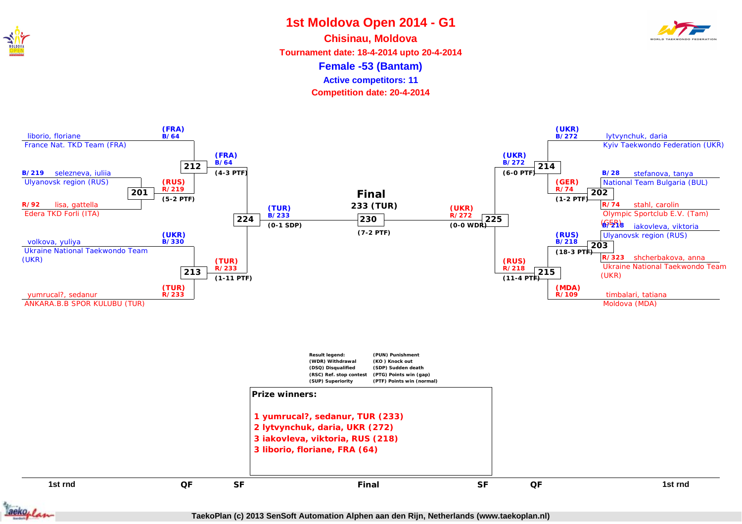# 1st Moldova Open 2014 - G1

## Chisinau, Moldova

**Tournament date: 18-4-2014 upto 20-4-2014**

### Female -53 (Bantam)

**Active competitors: 11**

**Competition date: 20-4-2014**

**Left side of bracket**

| 1st rnd | QF | SF |
|---|---|---|
| liborio, floriane — France Nat. TKD Team (FRA) | (FRA) B/64 | |
| B/219 selezneva, iuliia — Ulyanovsk region (RUS) vs R/92 lisa, gattella — Edera TKD Forli (ITA): Match 201 → (RUS) R/219 (5-2 PTF) | Match 212 → (FRA) B/64 (4-3 PTF) | |
| volkova, yuliya — Ukraine National Taekwondo Team (UKR) | (UKR) B/330 | |
| yumrucal?, sedanur — ANKARA.B.B SPOR KULUBU (TUR) | (TUR) R/233 | |
| | Match 213 → (TUR) R/233 (1-11 PTF) | |
| | | Match 224 → (TUR) B/233 (0-1 SDP) |

**Right side of bracket**

| 1st rnd | QF | SF |
|---|---|---|
| lytvynchuk, daria — Kyiv Taekwondo Federation (UKR) | (UKR) B/272 | |
| B/28 stefanova, tanya — National Team Bulgaria (BUL) vs R/74 stahl, carolin — Olympic Sportclub E.V. (Tam) (GER): Match 202 → (GER) R/74 (1-2 PTF) | Match 214 → (UKR) B/272 (6-0 PTF) | |
| B/218 iakovleva, viktoria — Ulyanovsk region (RUS) vs R/323 shcherbakova, anna — Ukraine National Taekwondo Team (UKR): Match 203 → (RUS) B/218 (18-3 PTF) | | |
| timbalari, tatiana — Moldova (MDA) | (MDA) R/109 | |
| | Match 215 → (RUS) R/218 (11-4 PTF) | |
| | | Match 225 → (UKR) R/272 (0-0 WDR) |

**Final**

233 (TUR)

Match 230 (7-2 PTF)

Result legend:
(WDR) Withdrawal
(DSQ) Disqualified
(RSC) Ref. stop contest
(SUP) Superiority
(PUN) Punishment
(KO ) Knock out
(SDP) Sudden death
(PTG) Points win (gap)
(PTF) Points win (normal)

**Prize winners:**

1 yumrucal?, sedanur, TUR (233)
2 lytvynchuk, daria, UKR (272)
3 iakovleva, viktoria, RUS (218)
3 liborio, floriane, FRA (64)

1st rnd | QF | SF | Final | SF | QF | 1st rnd

TaekoPlan (c) 2013 SenSoft Automation Alphen aan den Rijn, Netherlands (www.taekoplan.nl)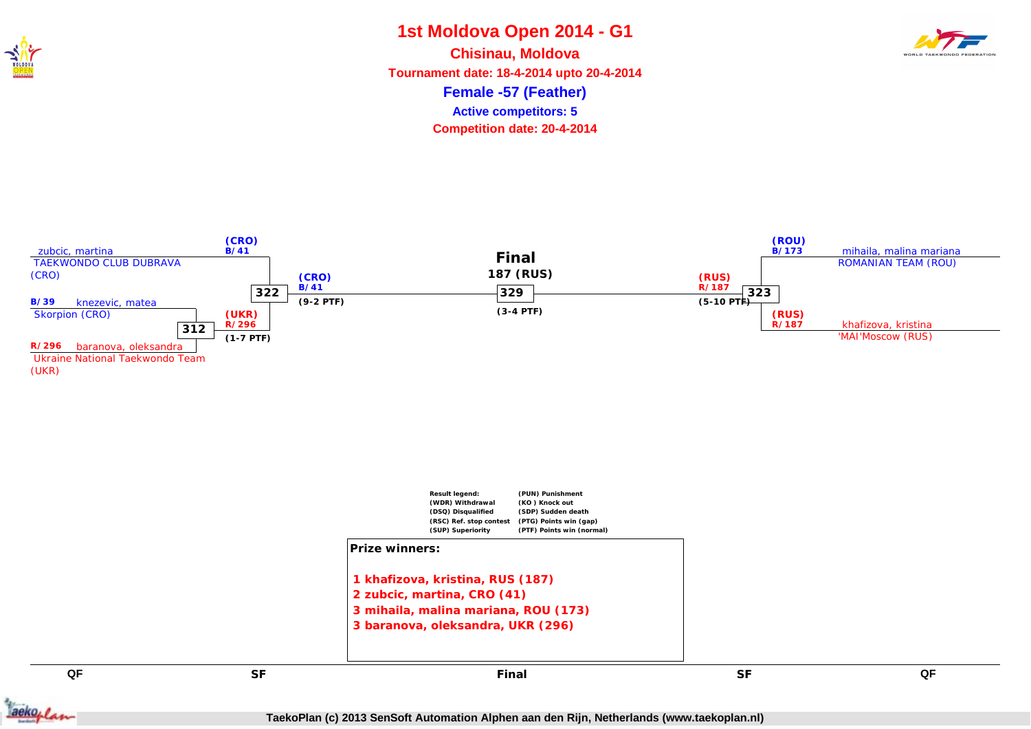# 1st Moldova Open 2014 - G1

## Chisinau, Moldova

**Tournament date: 18-4-2014 upto 20-4-2014**

### Female -57 (Feather)

**Active competitors: 5**

**Competition date: 20-4-2014**

zubcic, martina
TAEKWONDO CLUB DUBRAVA (CRO)

B/39 knezevic, matea
Skorpion (CRO)

R/296 baranova, oleksandra
Ukraine National Taekwondo Team (UKR)

312 — (UKR) R/296 (1-7 PTF)

322 — (CRO) B/41 (9-2 PTF)

**Final**
187 (RUS)
329 (3-4 PTF)

323 — (RUS) R/187 (5-10 PTF)

(ROU) B/173 mihaila, malina mariana
ROMANIAN TEAM (ROU)

(RUS) R/187 khafizova, kristina
'MAI'Moscow (RUS)

| Result legend: | |
|---|---|
| (WDR) Withdrawal | (PUN) Punishment |
| (DSQ) Disqualified | (KO ) Knock out |
| (RSC) Ref. stop contest | (SDP) Sudden death |
| (SUP) Superiority | (PTG) Points win (gap) |
| | (PTF) Points win (normal) |

**Prize winners:**

**1 khafizova, kristina, RUS (187)**
**2 zubcic, martina, CRO (41)**
**3 mihaila, malina mariana, ROU (173)**
**3 baranova, oleksandra, UKR (296)**

QF | SF | Final | SF | QF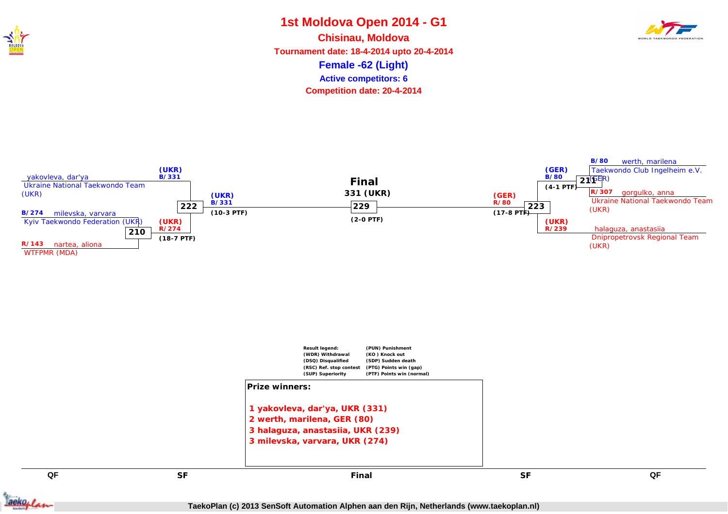# 1st Moldova Open 2014 - G1

## Chisinau, Moldova

**Tournament date: 18-4-2014 upto 20-4-2014**

**Female -62 (Light)**

**Active competitors: 6**

**Competition date: 20-4-2014**

### QF (left)

- yakovleva, dar'ya — Ukraine National Taekwondo Team (UKR)
- B/274 milevska, varvara — Kyiv Taekwondo Federation (UKR)
- R/143 nartea, aliona — WTFPMR (MDA)

Match 210: (UKR) R/274 (18-7 PTF)

### SF (left)

Match 222: (UKR) B/331 (10-3 PTF)

### QF (right)

- B/80 werth, marilena — Taekwondo Club Ingelheim e.V. (GER)
- R/307 gorgulko, anna — Ukraine National Taekwondo Team (UKR)
- halaguza, anastasiia — Dnipropetrovsk Regional Team (UKR)

Match 211: (GER) B/80 (4-1 PTF)

### SF (right)

Match 223: (GER) R/80 (17-8 PTF)

(UKR) R/239

### Final

331 (UKR)

Match 229: (2-0 PTF)

**Result legend:**

| | |
|---|---|
| (WDR) Withdrawal | (PUN) Punishment |
| (DSQ) Disqualified | (KO ) Knock out |
| (RSC) Ref. stop contest | (SDP) Sudden death |
| (SUP) Superiority | (PTG) Points win (gap) |
| | (PTF) Points win (normal) |

**Prize winners:**

1 yakovleva, dar'ya, UKR (331)
2 werth, marilena, GER (80)
3 halaguza, anastasiia, UKR (239)
3 milevska, varvara, UKR (274)

QF | SF | Final | SF | QF

TaekoPlan (c) 2013 SenSoft Automation Alphen aan den Rijn, Netherlands (www.taekoplan.nl)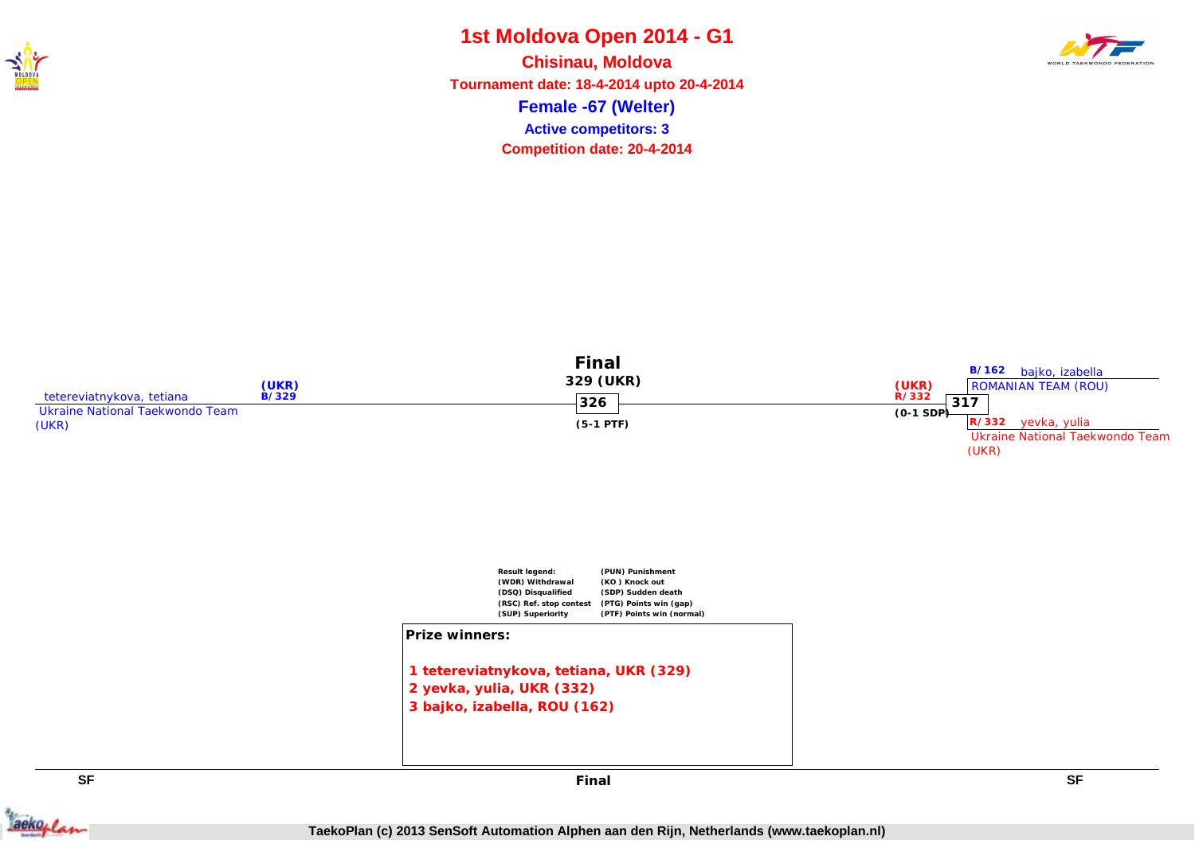# 1st Moldova Open 2014 - G1

**Chisinau, Moldova**

**Tournament date: 18-4-2014 upto 20-4-2014**

**Female -67 (Welter)**

**Active competitors: 3**

**Competition date: 20-4-2014**

**Final**

**329 (UKR)**

tetereviatnykova, tetiana (UKR) B/329
Ukraine National Taekwondo Team (UKR)

326
(5-1 PTF)

(UKR) R/332
(0-1 SDP)

317

B/162 bajko, izabella
ROMANIAN TEAM (ROU)

R/332 yevka, yulia
Ukraine National Taekwondo Team (UKR)

**Result legend:**

| | |
|---|---|
| (WDR) Withdrawal | (PUN) Punishment |
| (DSQ) Disqualified | (KO ) Knock out |
| (RSC) Ref. stop contest | (SDP) Sudden death |
| (SUP) Superiority | (PTG) Points win (gap) |
| | (PTF) Points win (normal) |

**Prize winners:**

1. tetereviatnykova, tetiana, UKR (329)
2. yevka, yulia, UKR (332)
3. bajko, izabella, ROU (162)

SF — Final — SF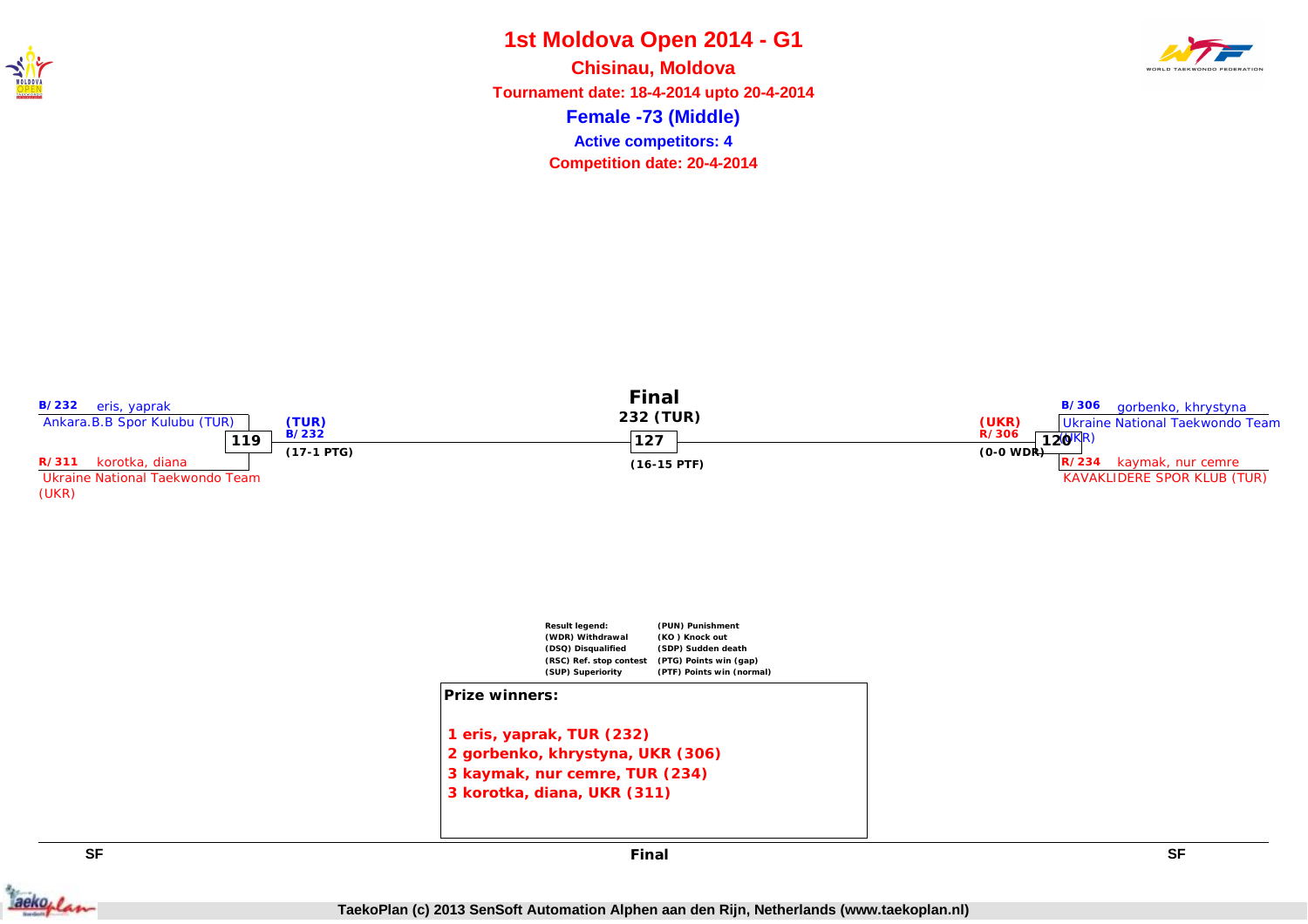# 1st Moldova Open 2014 - G1

**Chisinau, Moldova**

**Tournament date: 18-4-2014 upto 20-4-2014**

**Female -73 (Middle)**

**Active competitors: 4**

**Competition date: 20-4-2014**

B/232 eris, yaprak
Ankara.B.B Spor Kulubu (TUR)

119

R/311 korotka, diana
Ukraine National Taekwondo Team (UKR)

(TUR)
B/232
(17-1 PTG)

**Final**
232 (TUR)

127

(16-15 PTF)

(UKR)
R/306
(0-0 WDR)

120

B/306 gorbenko, khrystyna
Ukraine National Taekwondo Team (UKR)

R/234 kaymak, nur cemre
KAVAKLIDERE SPOR KLUB (TUR)

Result legend:
(WDR) Withdrawal
(DSQ) Disqualified
(RSC) Ref. stop contest
(SUP) Superiority
(PUN) Punishment
(KO ) Knock out
(SDP) Sudden death
(PTG) Points win (gap)
(PTF) Points win (normal)

**Prize winners:**

1 eris, yaprak, TUR (232)
2 gorbenko, khrystyna, UKR (306)
3 kaymak, nur cemre, TUR (234)
3 korotka, diana, UKR (311)

SF | Final | SF

TaekoPlan (c) 2013 SenSoft Automation Alphen aan den Rijn, Netherlands (www.taekoplan.nl)